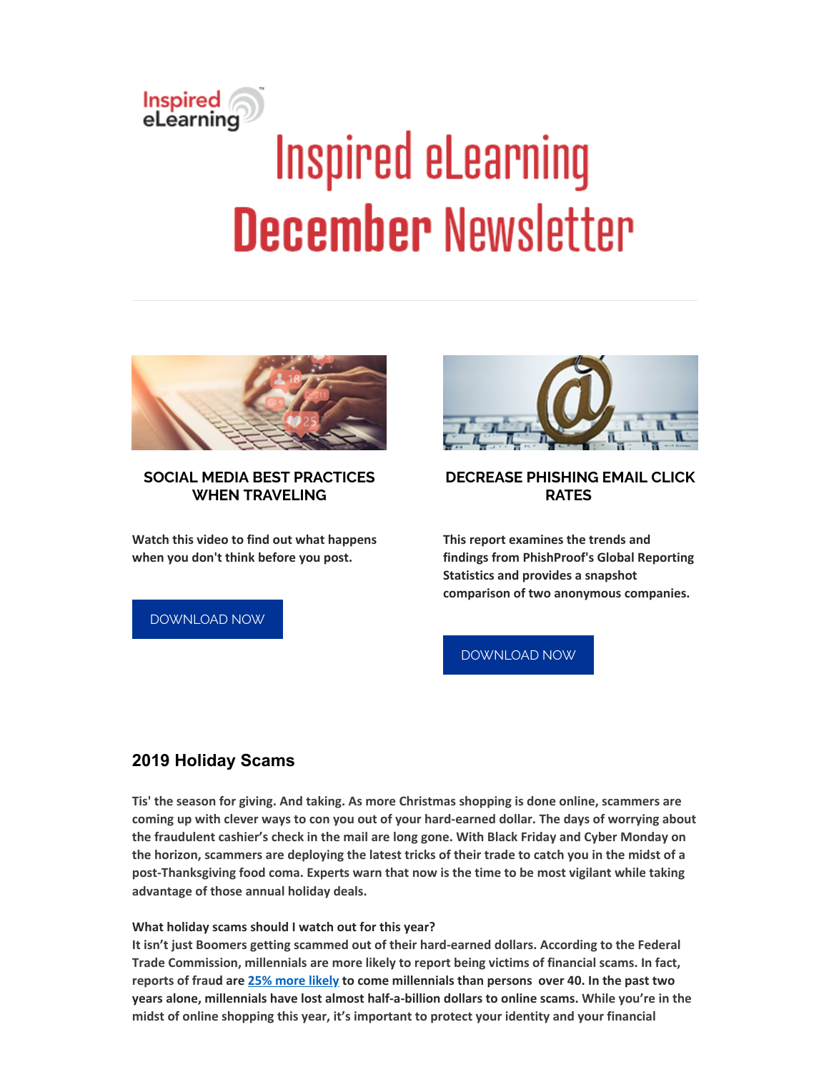# Inspired eLearning December Newsletter

### SOCIAL MEDIA BEST PRACTICES WHEN TRAVELING

**Watch this video to find out what happens when you don't think before you post.**

DOWNLOAD NOW

### DECREASE PHISHING EMAIL CLICK RATES

**This report examines the trends and findings from PhishProof's Global Reporting Statistics and provides a snapshot comparison of two anonymous companies.**

DOWNLOAD NOW

## 2019 Holiday Scams

**Tis' the season for giving. And taking. As more Christmas shopping is done online, scammers are coming up with clever ways to con you out of your hard-earned dollar. The days of worrying about the fraudulent cashier's check in the mail are long gone. With Black Friday and Cyber Monday on the horizon, scammers are deploying the latest tricks of their trade to catch you in the midst of a post-Thanksgiving food coma. Experts warn that now is the time to be most vigilant while taking advantage of those annual holiday deals.**

**What holiday scams should I watch out for this year?**
**It isn't just Boomers getting scammed out of their hard-earned dollars. According to the Federal Trade Commission, millennials are more likely to report being victims of financial scams. In fact, reports of fraud are [25% more likely] to come millennials than persons over 40. In the past two years alone, millennials have lost almost half-a-billion dollars to online scams. While you're in the midst of online shopping this year, it's important to protect your identity and your financial**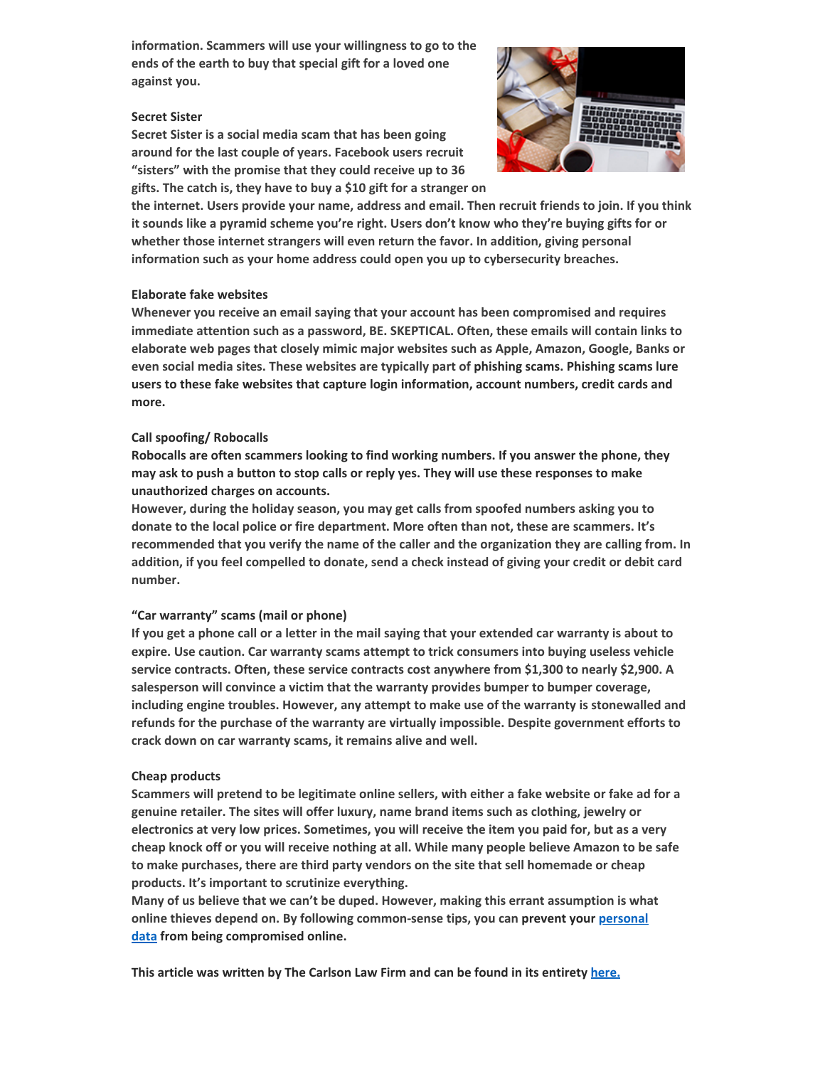**information. Scammers will use your willingness to go to the ends of the earth to buy that special gift for a loved one against you.**

**Secret Sister**

**Secret Sister is a social media scam that has been going around for the last couple of years. Facebook users recruit "sisters" with the promise that they could receive up to 36 gifts. The catch is, they have to buy a $10 gift for a stranger on the internet. Users provide your name, address and email. Then recruit friends to join. If you think it sounds like a pyramid scheme you're right. Users don't know who they're buying gifts for or whether those internet strangers will even return the favor. In addition, giving personal information such as your home address could open you up to cybersecurity breaches.**

**Elaborate fake websites**

**Whenever you receive an email saying that your account has been compromised and requires immediate attention such as a password, BE. SKEPTICAL. Often, these emails will contain links to elaborate web pages that closely mimic major websites such as Apple, Amazon, Google, Banks or even social media sites. These websites are typically part of phishing scams. Phishing scams lure users to these fake websites that capture login information, account numbers, credit cards and more.**

**Call spoofing/ Robocalls**

**Robocalls are often scammers looking to find working numbers. If you answer the phone, they may ask to push a button to stop calls or reply yes. They will use these responses to make unauthorized charges on accounts.**
**However, during the holiday season, you may get calls from spoofed numbers asking you to donate to the local police or fire department. More often than not, these are scammers. It's recommended that you verify the name of the caller and the organization they are calling from. In addition, if you feel compelled to donate, send a check instead of giving your credit or debit card number.**

**"Car warranty" scams (mail or phone)**

**If you get a phone call or a letter in the mail saying that your extended car warranty is about to expire. Use caution. Car warranty scams attempt to trick consumers into buying useless vehicle service contracts. Often, these service contracts cost anywhere from $1,300 to nearly $2,900. A salesperson will convince a victim that the warranty provides bumper to bumper coverage, including engine troubles. However, any attempt to make use of the warranty is stonewalled and refunds for the purchase of the warranty are virtually impossible. Despite government efforts to crack down on car warranty scams, it remains alive and well.**

**Cheap products**

**Scammers will pretend to be legitimate online sellers, with either a fake website or fake ad for a genuine retailer. The sites will offer luxury, name brand items such as clothing, jewelry or electronics at very low prices. Sometimes, you will receive the item you paid for, but as a very cheap knock off or you will receive nothing at all. While many people believe Amazon to be safe to make purchases, there are third party vendors on the site that sell homemade or cheap products. It's important to scrutinize everything.**
**Many of us believe that we can't be duped. However, making this errant assumption is what online thieves depend on. By following common-sense tips, you can prevent your [personal data](#) from being compromised online.**

**This article was written by The Carlson Law Firm and can be found in its entirety [here.](#)**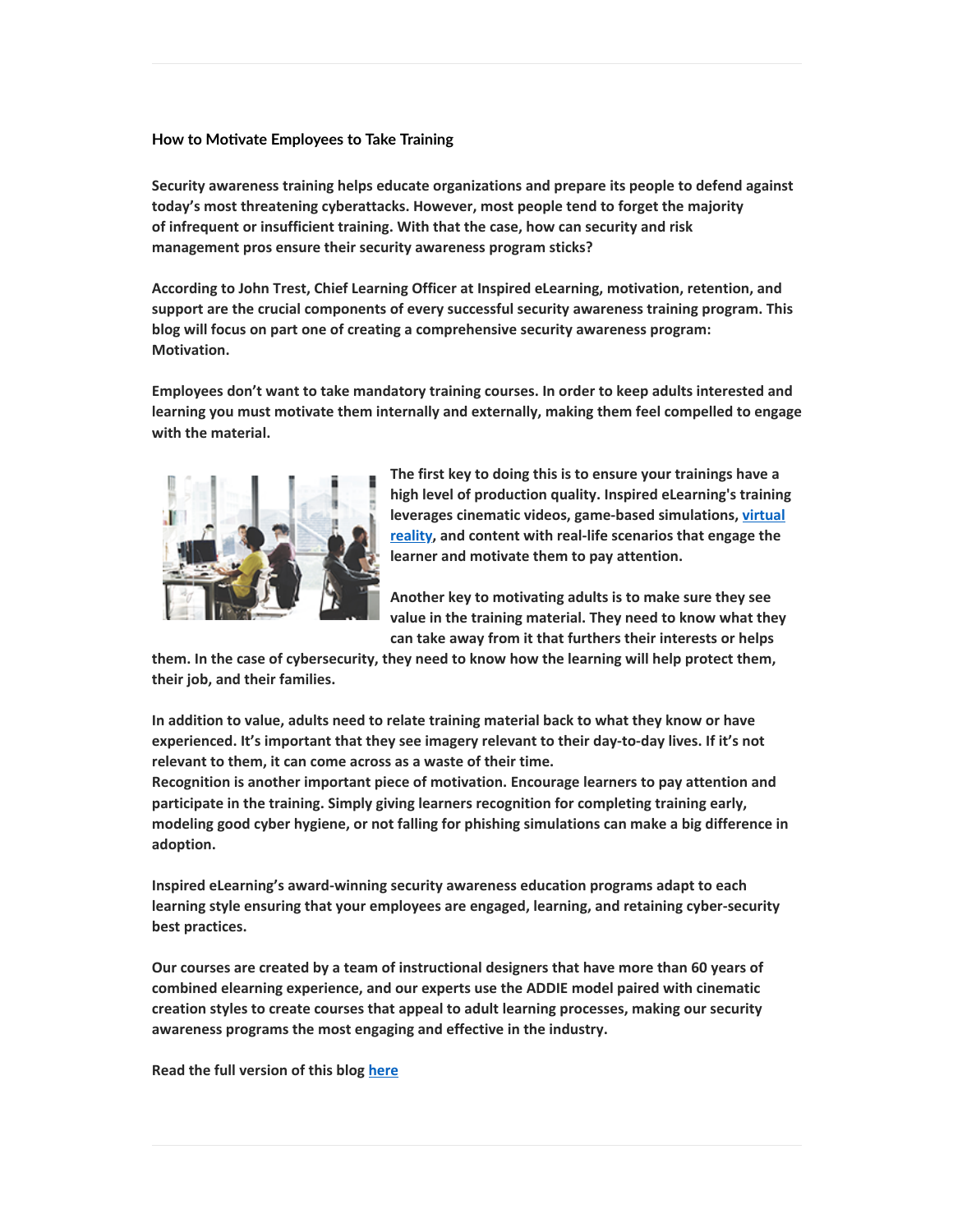### How to Motivate Employees to Take Training

**Security awareness training helps educate organizations and prepare its people to defend against today's most threatening cyberattacks. However, most people tend to forget the majority of infrequent or insufficient training. With that the case, how can security and risk management pros ensure their security awareness program sticks?**

**According to John Trest, Chief Learning Officer at Inspired eLearning, motivation, retention, and support are the crucial components of every successful security awareness training program. This blog will focus on part one of creating a comprehensive security awareness program: Motivation.**

**Employees don't want to take mandatory training courses. In order to keep adults interested and learning you must motivate them internally and externally, making them feel compelled to engage with the material.**

**The first key to doing this is to ensure your trainings have a high level of production quality. Inspired eLearning's training leverages cinematic videos, game-based simulations, [virtual reality](), and content with real-life scenarios that engage the learner and motivate them to pay attention.**

**Another key to motivating adults is to make sure they see value in the training material. They need to know what they can take away from it that furthers their interests or helps them. In the case of cybersecurity, they need to know how the learning will help protect them, their job, and their families.**

**In addition to value, adults need to relate training material back to what they know or have experienced. It's important that they see imagery relevant to their day-to-day lives. If it's not relevant to them, it can come across as a waste of their time.**
**Recognition is another important piece of motivation. Encourage learners to pay attention and participate in the training. Simply giving learners recognition for completing training early, modeling good cyber hygiene, or not falling for phishing simulations can make a big difference in adoption.**

**Inspired eLearning's award-winning security awareness education programs adapt to each learning style ensuring that your employees are engaged, learning, and retaining cyber-security best practices.**

**Our courses are created by a team of instructional designers that have more than 60 years of combined elearning experience, and our experts use the ADDIE model paired with cinematic creation styles to create courses that appeal to adult learning processes, making our security awareness programs the most engaging and effective in the industry.**

**Read the full version of this blog [here]()**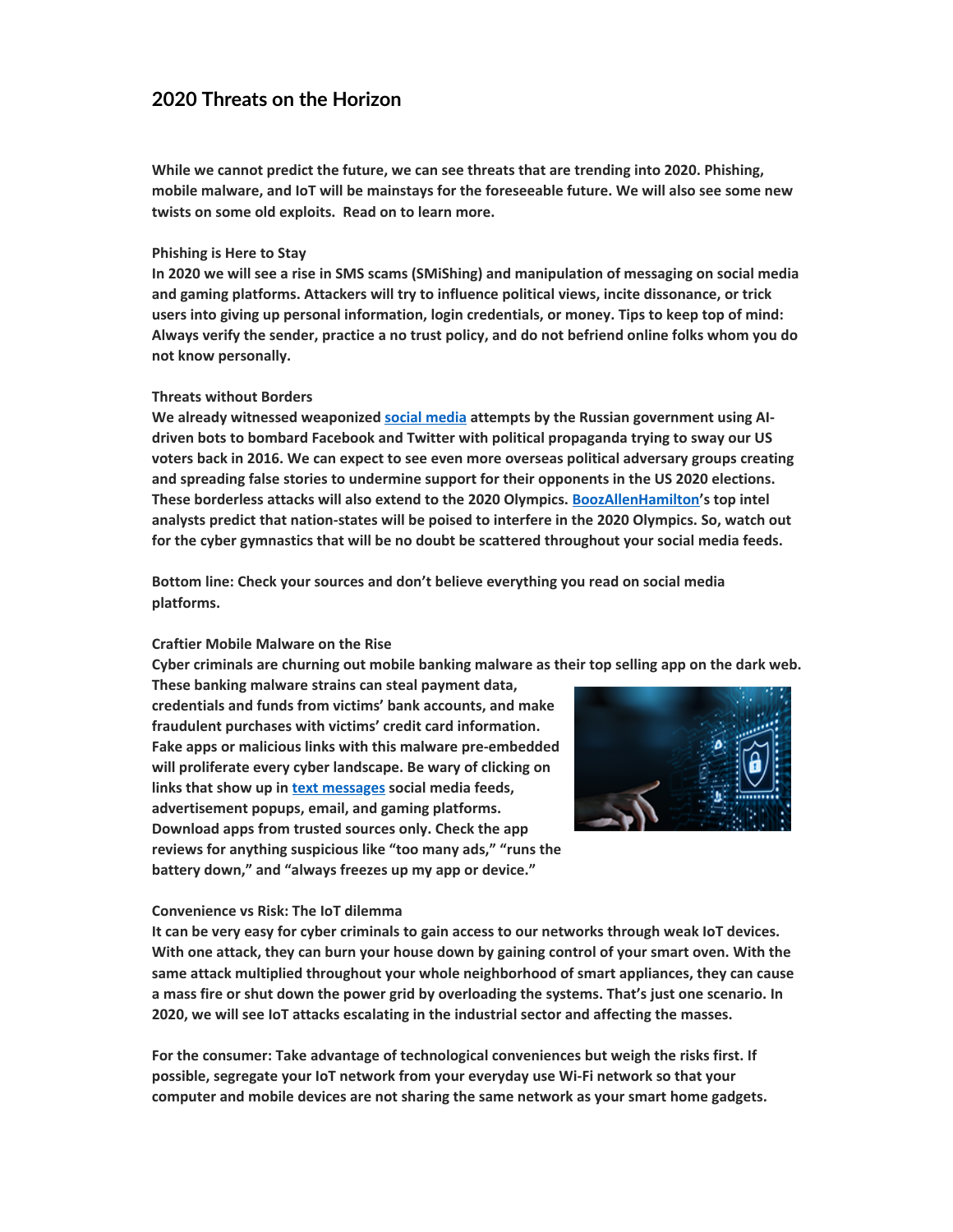## 2020 Threats on the Horizon

**While we cannot predict the future, we can see threats that are trending into 2020. Phishing, mobile malware, and IoT will be mainstays for the foreseeable future. We will also see some new twists on some old exploits. Read on to learn more.**

**Phishing is Here to Stay**

**In 2020 we will see a rise in SMS scams (SMiShing) and manipulation of messaging on social media and gaming platforms. Attackers will try to influence political views, incite dissonance, or trick users into giving up personal information, login credentials, or money. Tips to keep top of mind: Always verify the sender, practice a no trust policy, and do not befriend online folks whom you do not know personally.**

**Threats without Borders**

**We already witnessed weaponized social media attempts by the Russian government using AI-driven bots to bombard Facebook and Twitter with political propaganda trying to sway our US voters back in 2016. We can expect to see even more overseas political adversary groups creating and spreading false stories to undermine support for their opponents in the US 2020 elections. These borderless attacks will also extend to the 2020 Olympics. BoozAllenHamilton's top intel analysts predict that nation-states will be poised to interfere in the 2020 Olympics. So, watch out for the cyber gymnastics that will be no doubt be scattered throughout your social media feeds.**

**Bottom line: Check your sources and don't believe everything you read on social media platforms.**

**Craftier Mobile Malware on the Rise**

**Cyber criminals are churning out mobile banking malware as their top selling app on the dark web. These banking malware strains can steal payment data, credentials and funds from victims' bank accounts, and make fraudulent purchases with victims' credit card information. Fake apps or malicious links with this malware pre-embedded will proliferate every cyber landscape. Be wary of clicking on links that show up in text messages social media feeds, advertisement popups, email, and gaming platforms. Download apps from trusted sources only. Check the app reviews for anything suspicious like "too many ads," "runs the battery down," and "always freezes up my app or device."**

**Convenience vs Risk: The IoT dilemma**

**It can be very easy for cyber criminals to gain access to our networks through weak IoT devices. With one attack, they can burn your house down by gaining control of your smart oven. With the same attack multiplied throughout your whole neighborhood of smart appliances, they can cause a mass fire or shut down the power grid by overloading the systems. That's just one scenario. In 2020, we will see IoT attacks escalating in the industrial sector and affecting the masses.**

**For the consumer: Take advantage of technological conveniences but weigh the risks first. If possible, segregate your IoT network from your everyday use Wi-Fi network so that your computer and mobile devices are not sharing the same network as your smart home gadgets.**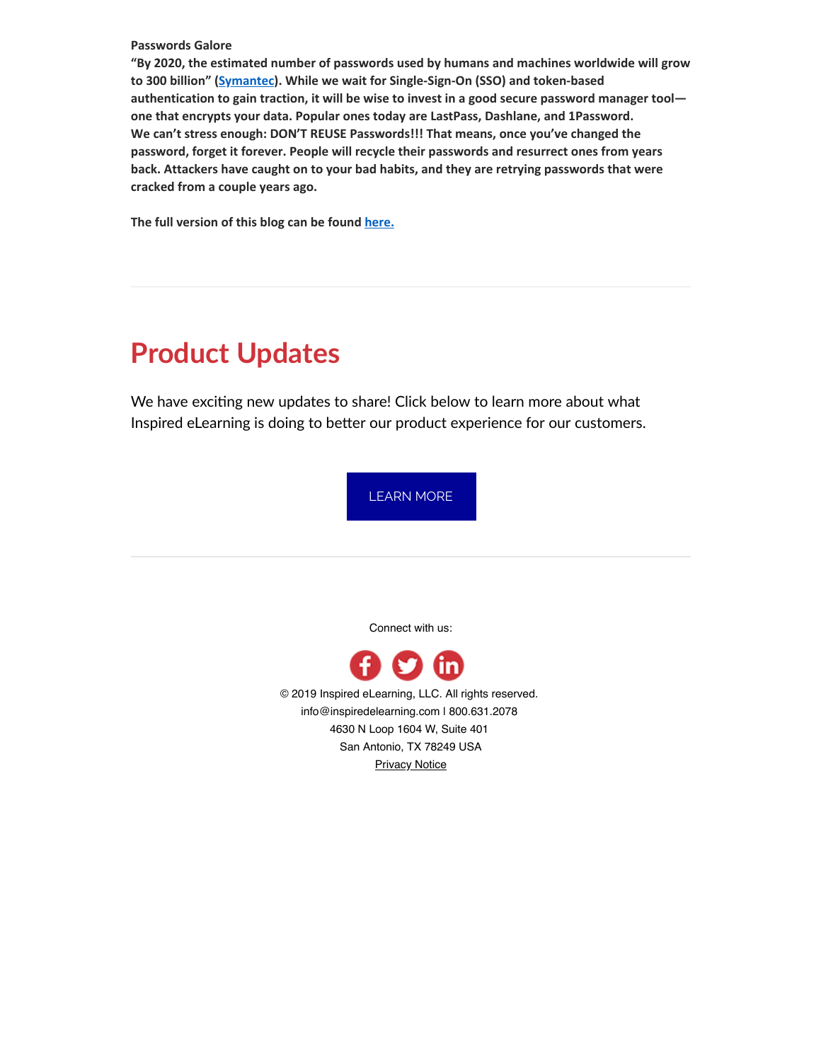**Passwords Galore**

**"By 2020, the estimated number of passwords used by humans and machines worldwide will grow to 300 billion" (Symantec). While we wait for Single-Sign-On (SSO) and token-based authentication to gain traction, it will be wise to invest in a good secure password manager tool—one that encrypts your data. Popular ones today are LastPass, Dashlane, and 1Password.**

**We can't stress enough: DON'T REUSE Passwords!!! That means, once you've changed the password, forget it forever. People will recycle their passwords and resurrect ones from years back. Attackers have caught on to your bad habits, and they are retrying passwords that were cracked from a couple years ago.**

**The full version of this blog can be found here.**

---

## Product Updates

We have exciting new updates to share! Click below to learn more about what Inspired eLearning is doing to better our product experience for our customers.

LEARN MORE

---

Connect with us:

© 2019 Inspired eLearning, LLC. All rights reserved.
info@inspiredelearning.com I 800.631.2078
4630 N Loop 1604 W, Suite 401
San Antonio, TX 78249 USA
Privacy Notice